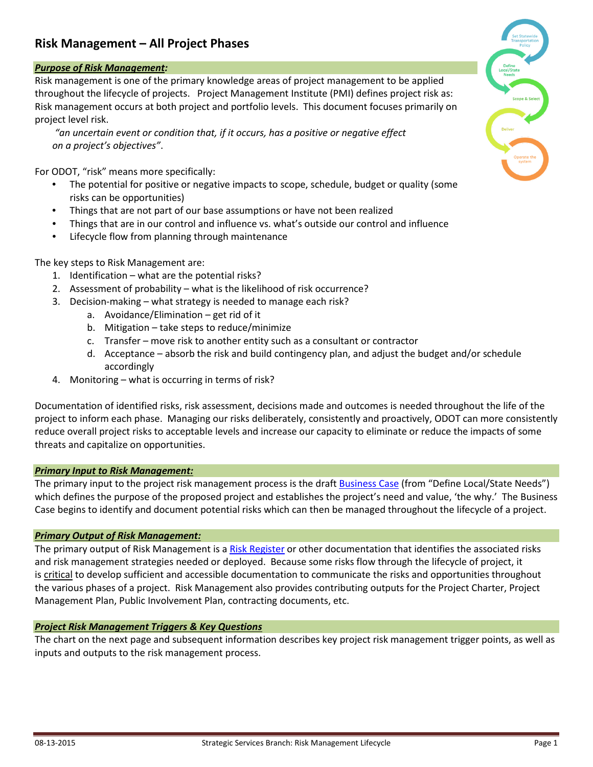# Risk Management – All Project Phases

***Purpose of Risk Management:***

Risk management is one of the primary knowledge areas of project management to be applied throughout the lifecycle of projects. Project Management Institute (PMI) defines project risk as: Risk management occurs at both project and portfolio levels. This document focuses primarily on project level risk.

> *"an uncertain event or condition that, if it occurs, has a positive or negative effect on a project's objectives"*.

For ODOT, "risk" means more specifically:

- The potential for positive or negative impacts to scope, schedule, budget or quality (some risks can be opportunities)
- Things that are not part of our base assumptions or have not been realized
- Things that are in our control and influence vs. what's outside our control and influence
- Lifecycle flow from planning through maintenance

The key steps to Risk Management are:

1. Identification – what are the potential risks?
2. Assessment of probability – what is the likelihood of risk occurrence?
3. Decision-making – what strategy is needed to manage each risk?
   a. Avoidance/Elimination – get rid of it
   b. Mitigation – take steps to reduce/minimize
   c. Transfer – move risk to another entity such as a consultant or contractor
   d. Acceptance – absorb the risk and build contingency plan, and adjust the budget and/or schedule accordingly
4. Monitoring – what is occurring in terms of risk?

Documentation of identified risks, risk assessment, decisions made and outcomes is needed throughout the life of the project to inform each phase. Managing our risks deliberately, consistently and proactively, ODOT can more consistently reduce overall project risks to acceptable levels and increase our capacity to eliminate or reduce the impacts of some threats and capitalize on opportunities.

***Primary Input to Risk Management:***

The primary input to the project risk management process is the draft Business Case (from "Define Local/State Needs") which defines the purpose of the proposed project and establishes the project's need and value, 'the why.' The Business Case begins to identify and document potential risks which can then be managed throughout the lifecycle of a project.

***Primary Output of Risk Management:***

The primary output of Risk Management is a Risk Register or other documentation that identifies the associated risks and risk management strategies needed or deployed. Because some risks flow through the lifecycle of project, it is critical to develop sufficient and accessible documentation to communicate the risks and opportunities throughout the various phases of a project. Risk Management also provides contributing outputs for the Project Charter, Project Management Plan, Public Involvement Plan, contracting documents, etc.

***Project Risk Management Triggers & Key Questions***

The chart on the next page and subsequent information describes key project risk management trigger points, as well as inputs and outputs to the risk management process.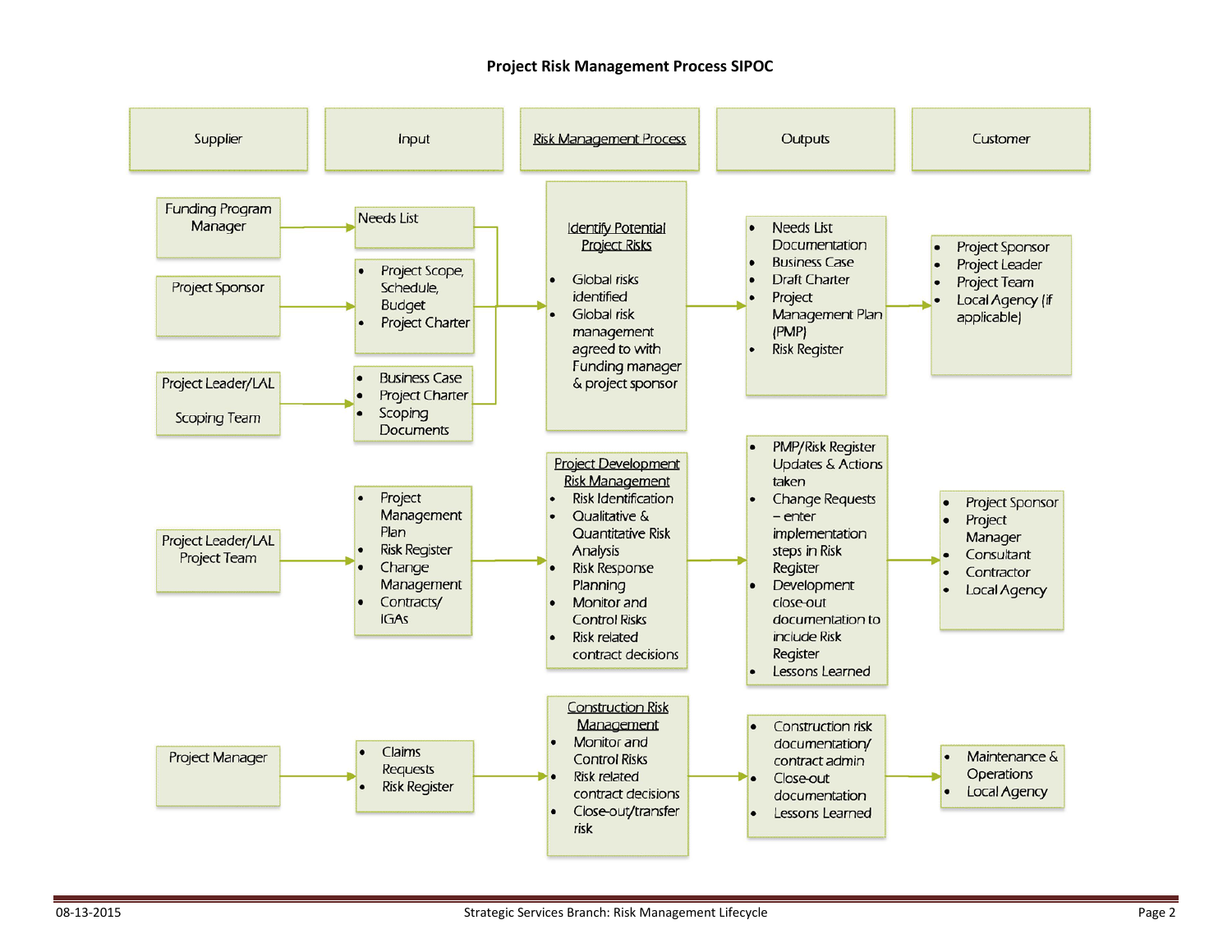# Project Risk Management Process SIPOC

| Supplier | Input | Risk Management Process | Outputs | Customer |
|---|---|---|---|---|
| Funding Program Manager<br>Project Sponsor<br>Project Leader/LAL Scoping Team | Needs List<br>• Project Scope, Schedule, Budget<br>• Project Charter<br>• Business Case<br>• Project Charter<br>• Scoping Documents | **Identify Potential Project Risks**<br>• Global risks identified<br>• Global risk management agreed to with Funding manager & project sponsor | • Needs List Documentation<br>• Business Case<br>• Draft Charter<br>• Project Management Plan (PMP)<br>• Risk Register | • Project Sponsor<br>• Project Leader<br>• Project Team<br>• Local Agency (if applicable) |
| Project Leader/LAL Project Team | • Project Management Plan<br>• Risk Register<br>• Change Management<br>• Contracts/ IGAs | **Project Development Risk Management**<br>• Risk Identification<br>• Qualitative & Quantitative Risk Analysis<br>• Risk Response Planning<br>• Monitor and Control Risks<br>• Risk related contract decisions | • PMP/Risk Register Updates & Actions taken<br>• Change Requests – enter implementation steps in Risk Register<br>• Development close-out documentation to include Risk Register<br>• Lessons Learned | • Project Sponsor<br>• Project Manager<br>• Consultant<br>• Contractor<br>• Local Agency |
| Project Manager | • Claims Requests<br>• Risk Register | **Construction Risk Management**<br>• Monitor and Control Risks<br>• Risk related contract decisions<br>• Close-out/transfer risk | • Construction risk documentation/ contract admin<br>• Close-out documentation<br>• Lessons Learned | • Maintenance & Operations<br>• Local Agency |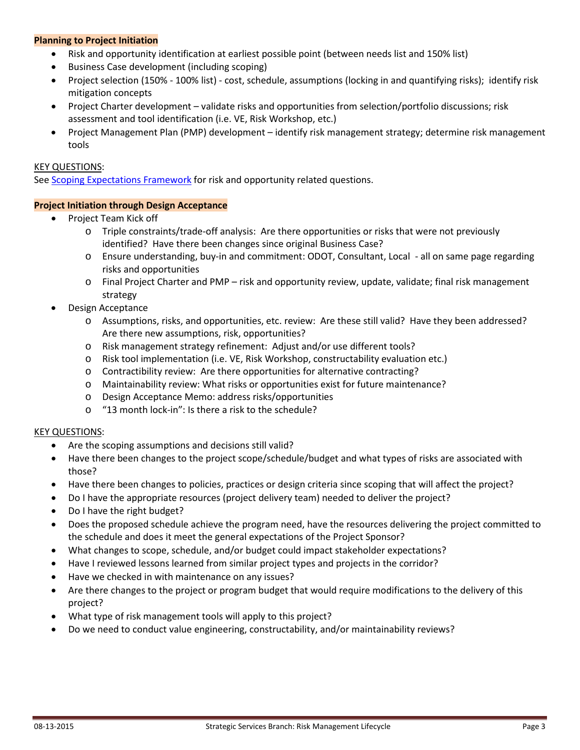**Planning to Project Initiation**

- Risk and opportunity identification at earliest possible point (between needs list and 150% list)
- Business Case development (including scoping)
- Project selection (150% - 100% list) - cost, schedule, assumptions (locking in and quantifying risks); identify risk mitigation concepts
- Project Charter development – validate risks and opportunities from selection/portfolio discussions; risk assessment and tool identification (i.e. VE, Risk Workshop, etc.)
- Project Management Plan (PMP) development – identify risk management strategy; determine risk management tools

KEY QUESTIONS:

See [Scoping Expectations Framework] for risk and opportunity related questions.

**Project Initiation through Design Acceptance**

- Project Team Kick off
  - Triple constraints/trade-off analysis: Are there opportunities or risks that were not previously identified? Have there been changes since original Business Case?
  - Ensure understanding, buy-in and commitment: ODOT, Consultant, Local - all on same page regarding risks and opportunities
  - Final Project Charter and PMP – risk and opportunity review, update, validate; final risk management strategy
- Design Acceptance
  - Assumptions, risks, and opportunities, etc. review: Are these still valid? Have they been addressed? Are there new assumptions, risk, opportunities?
  - Risk management strategy refinement: Adjust and/or use different tools?
  - Risk tool implementation (i.e. VE, Risk Workshop, constructability evaluation etc.)
  - Contractibility review: Are there opportunities for alternative contracting?
  - Maintainability review: What risks or opportunities exist for future maintenance?
  - Design Acceptance Memo: address risks/opportunities
  - "13 month lock-in": Is there a risk to the schedule?

KEY QUESTIONS:

- Are the scoping assumptions and decisions still valid?
- Have there been changes to the project scope/schedule/budget and what types of risks are associated with those?
- Have there been changes to policies, practices or design criteria since scoping that will affect the project?
- Do I have the appropriate resources (project delivery team) needed to deliver the project?
- Do I have the right budget?
- Does the proposed schedule achieve the program need, have the resources delivering the project committed to the schedule and does it meet the general expectations of the Project Sponsor?
- What changes to scope, schedule, and/or budget could impact stakeholder expectations?
- Have I reviewed lessons learned from similar project types and projects in the corridor?
- Have we checked in with maintenance on any issues?
- Are there changes to the project or program budget that would require modifications to the delivery of this project?
- What type of risk management tools will apply to this project?
- Do we need to conduct value engineering, constructability, and/or maintainability reviews?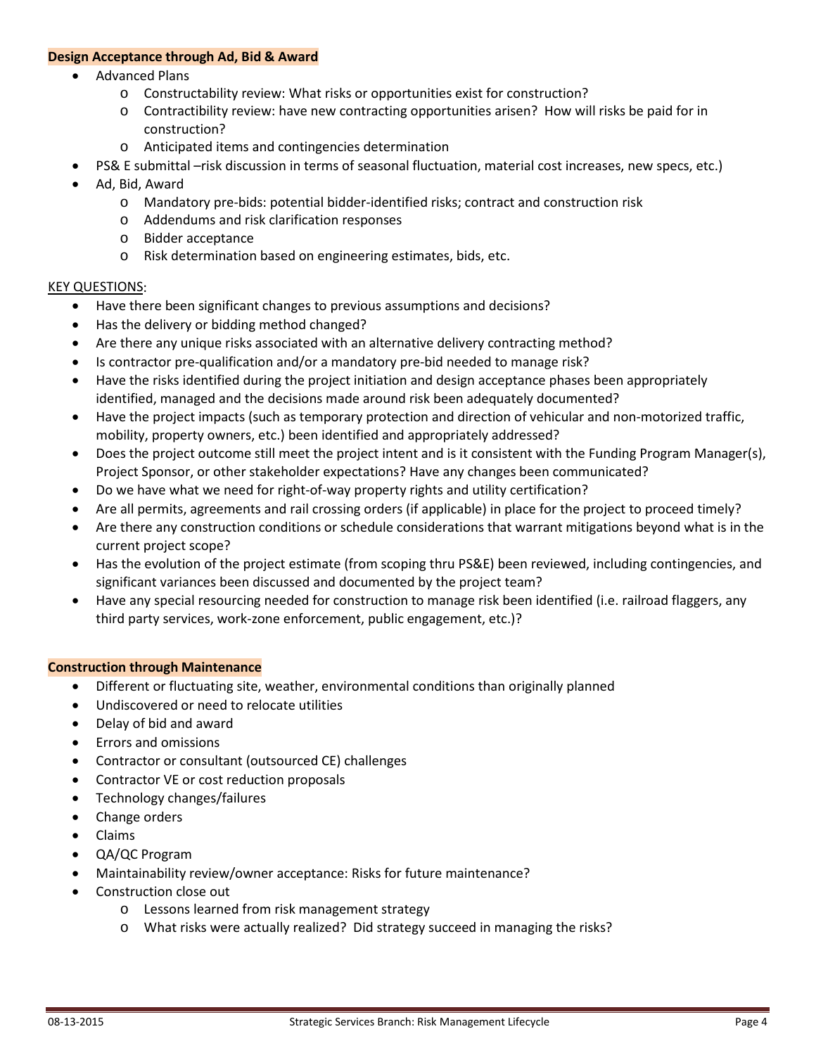**Design Acceptance through Ad, Bid & Award**

- Advanced Plans
  - Constructability review: What risks or opportunities exist for construction?
  - Contractibility review: have new contracting opportunities arisen? How will risks be paid for in construction?
  - Anticipated items and contingencies determination
- PS& E submittal –risk discussion in terms of seasonal fluctuation, material cost increases, new specs, etc.)
- Ad, Bid, Award
  - Mandatory pre-bids: potential bidder-identified risks; contract and construction risk
  - Addendums and risk clarification responses
  - Bidder acceptance
  - Risk determination based on engineering estimates, bids, etc.

KEY QUESTIONS:

- Have there been significant changes to previous assumptions and decisions?
- Has the delivery or bidding method changed?
- Are there any unique risks associated with an alternative delivery contracting method?
- Is contractor pre-qualification and/or a mandatory pre-bid needed to manage risk?
- Have the risks identified during the project initiation and design acceptance phases been appropriately identified, managed and the decisions made around risk been adequately documented?
- Have the project impacts (such as temporary protection and direction of vehicular and non-motorized traffic, mobility, property owners, etc.) been identified and appropriately addressed?
- Does the project outcome still meet the project intent and is it consistent with the Funding Program Manager(s), Project Sponsor, or other stakeholder expectations? Have any changes been communicated?
- Do we have what we need for right-of-way property rights and utility certification?
- Are all permits, agreements and rail crossing orders (if applicable) in place for the project to proceed timely?
- Are there any construction conditions or schedule considerations that warrant mitigations beyond what is in the current project scope?
- Has the evolution of the project estimate (from scoping thru PS&E) been reviewed, including contingencies, and significant variances been discussed and documented by the project team?
- Have any special resourcing needed for construction to manage risk been identified (i.e. railroad flaggers, any third party services, work-zone enforcement, public engagement, etc.)?

**Construction through Maintenance**

- Different or fluctuating site, weather, environmental conditions than originally planned
- Undiscovered or need to relocate utilities
- Delay of bid and award
- Errors and omissions
- Contractor or consultant (outsourced CE) challenges
- Contractor VE or cost reduction proposals
- Technology changes/failures
- Change orders
- Claims
- QA/QC Program
- Maintainability review/owner acceptance: Risks for future maintenance?
- Construction close out
  - Lessons learned from risk management strategy
  - What risks were actually realized? Did strategy succeed in managing the risks?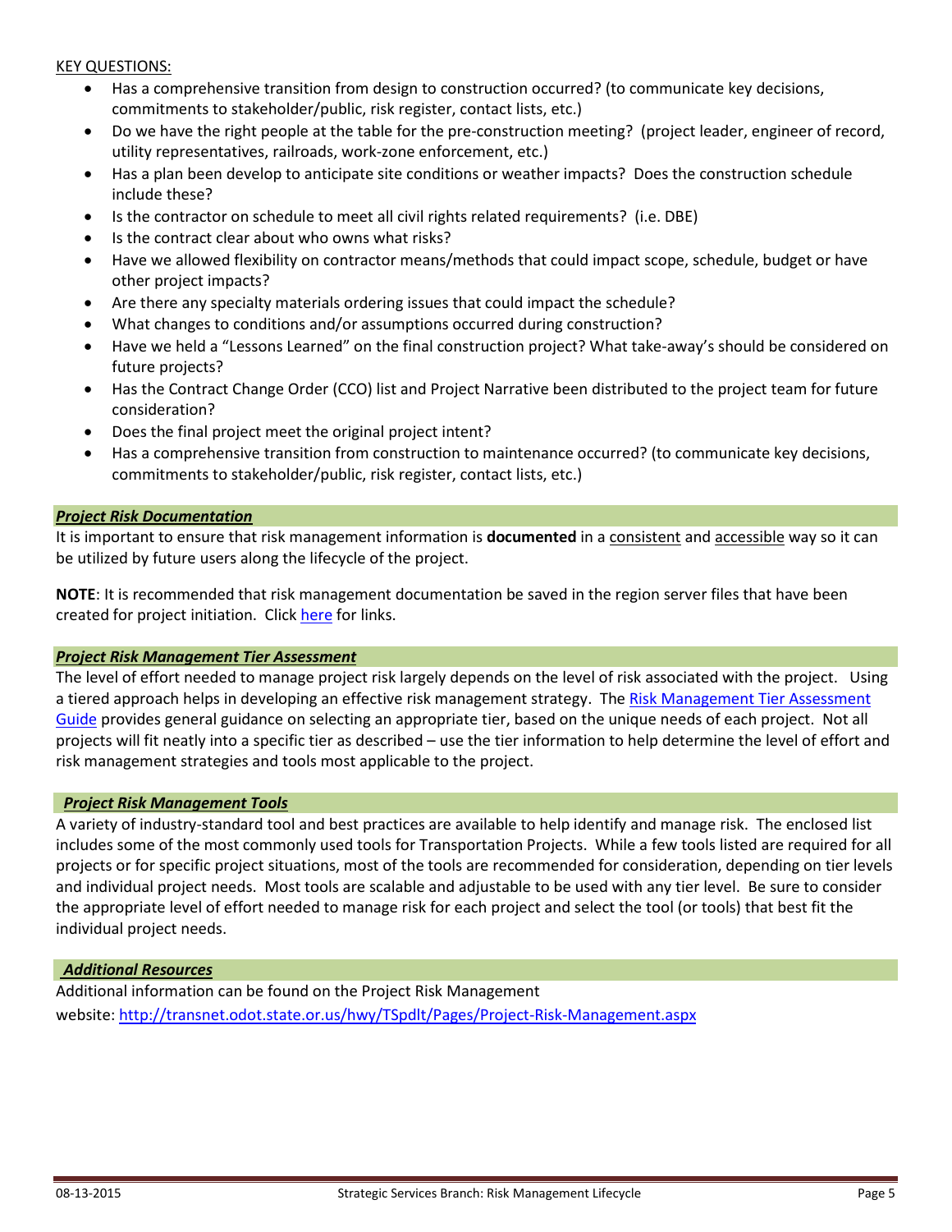KEY QUESTIONS:

- Has a comprehensive transition from design to construction occurred? (to communicate key decisions, commitments to stakeholder/public, risk register, contact lists, etc.)
- Do we have the right people at the table for the pre-construction meeting? (project leader, engineer of record, utility representatives, railroads, work-zone enforcement, etc.)
- Has a plan been develop to anticipate site conditions or weather impacts? Does the construction schedule include these?
- Is the contractor on schedule to meet all civil rights related requirements? (i.e. DBE)
- Is the contract clear about who owns what risks?
- Have we allowed flexibility on contractor means/methods that could impact scope, schedule, budget or have other project impacts?
- Are there any specialty materials ordering issues that could impact the schedule?
- What changes to conditions and/or assumptions occurred during construction?
- Have we held a "Lessons Learned" on the final construction project? What take-away's should be considered on future projects?
- Has the Contract Change Order (CCO) list and Project Narrative been distributed to the project team for future consideration?
- Does the final project meet the original project intent?
- Has a comprehensive transition from construction to maintenance occurred? (to communicate key decisions, commitments to stakeholder/public, risk register, contact lists, etc.)

## ***Project Risk Documentation***

It is important to ensure that risk management information is **documented** in a consistent and accessible way so it can be utilized by future users along the lifecycle of the project.

**NOTE**: It is recommended that risk management documentation be saved in the region server files that have been created for project initiation. Click here for links.

## ***Project Risk Management Tier Assessment***

The level of effort needed to manage project risk largely depends on the level of risk associated with the project. Using a tiered approach helps in developing an effective risk management strategy. The Risk Management Tier Assessment Guide provides general guidance on selecting an appropriate tier, based on the unique needs of each project. Not all projects will fit neatly into a specific tier as described – use the tier information to help determine the level of effort and risk management strategies and tools most applicable to the project.

## ***Project Risk Management Tools***

A variety of industry-standard tool and best practices are available to help identify and manage risk. The enclosed list includes some of the most commonly used tools for Transportation Projects. While a few tools listed are required for all projects or for specific project situations, most of the tools are recommended for consideration, depending on tier levels and individual project needs. Most tools are scalable and adjustable to be used with any tier level. Be sure to consider the appropriate level of effort needed to manage risk for each project and select the tool (or tools) that best fit the individual project needs.

## ***Additional Resources***

Additional information can be found on the Project Risk Management website: http://transnet.odot.state.or.us/hwy/TSpdlt/Pages/Project-Risk-Management.aspx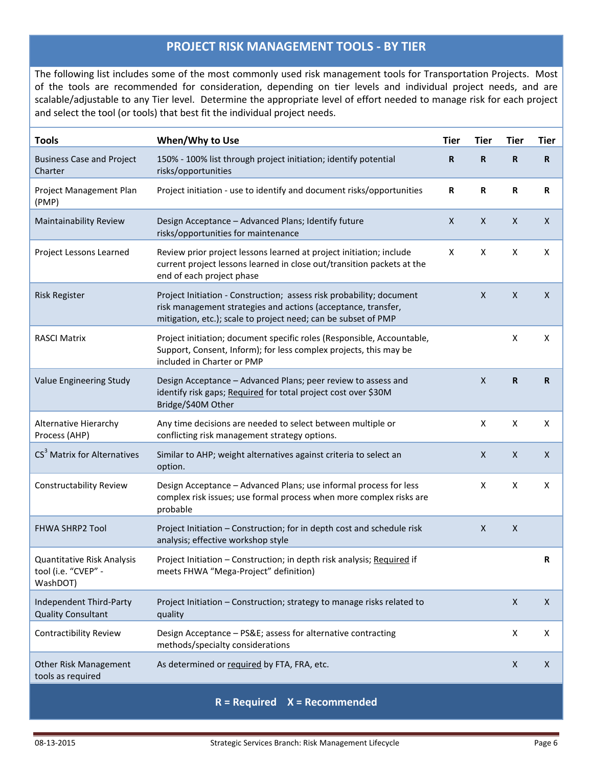## PROJECT RISK MANAGEMENT TOOLS - BY TIER

The following list includes some of the most commonly used risk management tools for Transportation Projects. Most of the tools are recommended for consideration, depending on tier levels and individual project needs, and are scalable/adjustable to any Tier level. Determine the appropriate level of effort needed to manage risk for each project and select the tool (or tools) that best fit the individual project needs.

| Tools | When/Why to Use | Tier | Tier | Tier | Tier |
|---|---|---|---|---|---|
| Business Case and Project Charter | 150% - 100% list through project initiation; identify potential risks/opportunities | **R** | **R** | **R** | **R** |
| Project Management Plan (PMP) | Project initiation - use to identify and document risks/opportunities | **R** | **R** | **R** | **R** |
| Maintainability Review | Design Acceptance – Advanced Plans; Identify future risks/opportunities for maintenance | X | X | X | X |
| Project Lessons Learned | Review prior project lessons learned at project initiation; include current project lessons learned in close out/transition packets at the end of each project phase | X | X | X | X |
| Risk Register | Project Initiation - Construction; assess risk probability; document risk management strategies and actions (acceptance, transfer, mitigation, etc.); scale to project need; can be subset of PMP | | X | X | X |
| RASCI Matrix | Project initiation; document specific roles (Responsible, Accountable, Support, Consent, Inform); for less complex projects, this may be included in Charter or PMP | | | X | X |
| Value Engineering Study | Design Acceptance – Advanced Plans; peer review to assess and identify risk gaps; Required for total project cost over $30M Bridge/$40M Other | | X | **R** | **R** |
| Alternative Hierarchy Process (AHP) | Any time decisions are needed to select between multiple or conflicting risk management strategy options. | | X | X | X |
| $CS^3$ Matrix for Alternatives | Similar to AHP; weight alternatives against criteria to select an option. | | X | X | X |
| Constructability Review | Design Acceptance – Advanced Plans; use informal process for less complex risk issues; use formal process when more complex risks are probable | | X | X | X |
| FHWA SHRP2 Tool | Project Initiation – Construction; for in depth cost and schedule risk analysis; effective workshop style | | X | X | |
| Quantitative Risk Analysis tool (i.e. "CVEP" - WashDOT) | Project Initiation – Construction; in depth risk analysis; Required if meets FHWA "Mega-Project" definition) | | | | **R** |
| Independent Third-Party Quality Consultant | Project Initiation – Construction; strategy to manage risks related to quality | | | X | X |
| Contractibility Review | Design Acceptance – PS&E; assess for alternative contracting methods/specialty considerations | | | X | X |
| Other Risk Management tools as required | As determined or required by FTA, FRA, etc. | | | X | X |

**R = Required X = Recommended**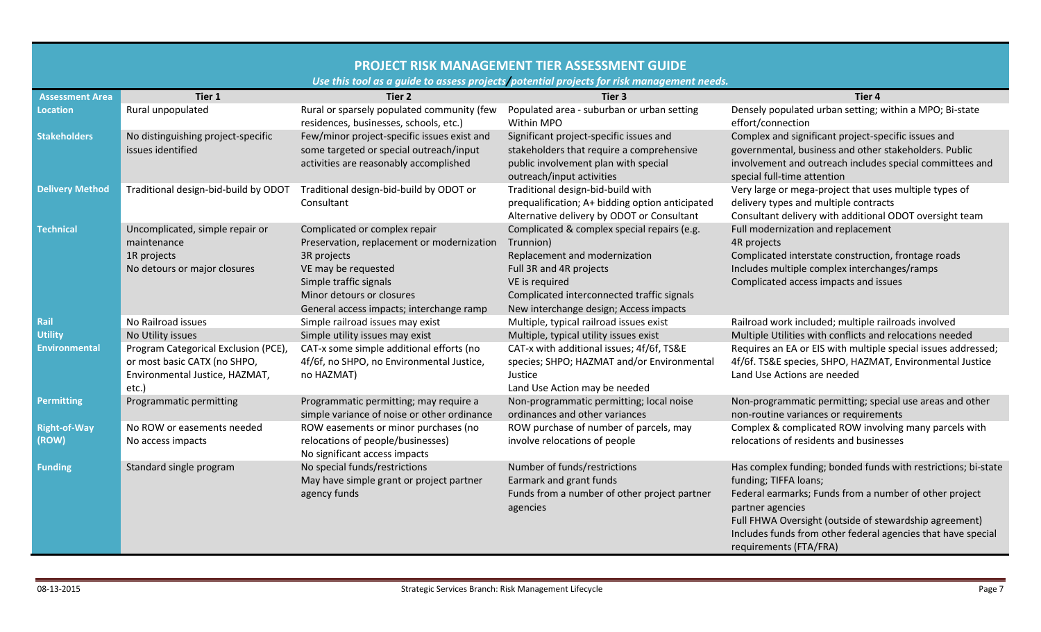# PROJECT RISK MANAGEMENT TIER ASSESSMENT GUIDE

*Use this tool as a guide to assess projects/potential projects for risk management needs.*

| Assessment Area | Tier 1 | Tier 2 | Tier 3 | Tier 4 |
|---|---|---|---|---|
| **Location** | Rural unpopulated | Rural or sparsely populated community (few residences, businesses, schools, etc.) | Populated area - suburban or urban setting Within MPO | Densely populated urban setting; within a MPO; Bi-state effort/connection |
| **Stakeholders** | No distinguishing project-specific issues identified | Few/minor project-specific issues exist and some targeted or special outreach/input activities are reasonably accomplished | Significant project-specific issues and stakeholders that require a comprehensive public involvement plan with special outreach/input activities | Complex and significant project-specific issues and governmental, business and other stakeholders. Public involvement and outreach includes special committees and special full-time attention |
| **Delivery Method** | Traditional design-bid-build by ODOT | Traditional design-bid-build by ODOT or Consultant | Traditional design-bid-build with prequalification; A+ bidding option anticipated<br>Alternative delivery by ODOT or Consultant | Very large or mega-project that uses multiple types of delivery types and multiple contracts<br>Consultant delivery with additional ODOT oversight team |
| **Technical** | Uncomplicated, simple repair or maintenance<br>1R projects<br>No detours or major closures | Complicated or complex repair<br>Preservation, replacement or modernization<br>3R projects<br>VE may be requested<br>Simple traffic signals<br>Minor detours or closures<br>General access impacts; interchange ramp | Complicated & complex special repairs (e.g. Trunnion)<br>Replacement and modernization<br>Full 3R and 4R projects<br>VE is required<br>Complicated interconnected traffic signals<br>New interchange design; Access impacts | Full modernization and replacement<br>4R projects<br>Complicated interstate construction, frontage roads<br>Includes multiple complex interchanges/ramps<br>Complicated access impacts and issues |
| **Rail** | No Railroad issues | Simple railroad issues may exist | Multiple, typical railroad issues exist | Railroad work included; multiple railroads involved |
| **Utility** | No Utility issues | Simple utility issues may exist | Multiple, typical utility issues exist | Multiple Utilities with conflicts and relocations needed |
| **Environmental** | Program Categorical Exclusion (PCE), or most basic CATX (no SHPO, Environmental Justice, HAZMAT, etc.) | CAT-x some simple additional efforts (no 4f/6f, no SHPO, no Environmental Justice, no HAZMAT) | CAT-x with additional issues; 4f/6f, TS&E species; SHPO; HAZMAT and/or Environmental Justice<br>Land Use Action may be needed | Requires an EA or EIS with multiple special issues addressed; 4f/6f. TS&E species, SHPO, HAZMAT, Environmental Justice<br>Land Use Actions are needed |
| **Permitting** | Programmatic permitting | Programmatic permitting; may require a simple variance of noise or other ordinance | Non-programmatic permitting; local noise ordinances and other variances | Non-programmatic permitting; special use areas and other non-routine variances or requirements |
| **Right-of-Way (ROW)** | No ROW or easements needed<br>No access impacts | ROW easements or minor purchases (no relocations of people/businesses)<br>No significant access impacts | ROW purchase of number of parcels, may involve relocations of people | Complex & complicated ROW involving many parcels with relocations of residents and businesses |
| **Funding** | Standard single program | No special funds/restrictions<br>May have simple grant or project partner agency funds | Number of funds/restrictions<br>Earmark and grant funds<br>Funds from a number of other project partner agencies | Has complex funding; bonded funds with restrictions; bi-state funding; TIFFA loans;<br>Federal earmarks; Funds from a number of other project partner agencies<br>Full FHWA Oversight (outside of stewardship agreement)<br>Includes funds from other federal agencies that have special requirements (FTA/FRA) |